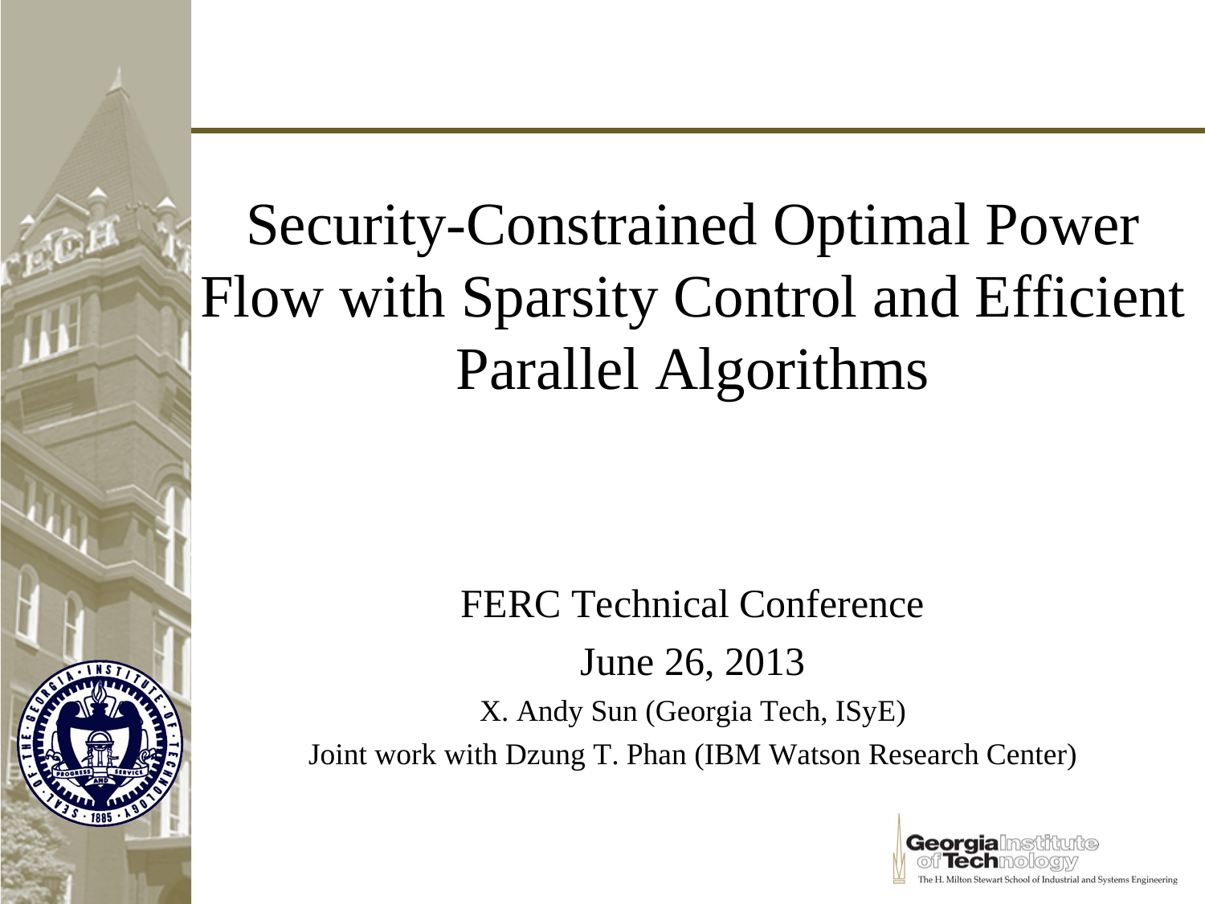# Security-Constrained Optimal Power Flow with Sparsity Control and Efficient Parallel Algorithms

FERC Technical Conference

June 26, 2013

X. Andy Sun (Georgia Tech, ISyE)

Joint work with Dzung T. Phan (IBM Watson Research Center)

Georgia Institute of Technology

The H. Milton Stewart School of Industrial and Systems Engineering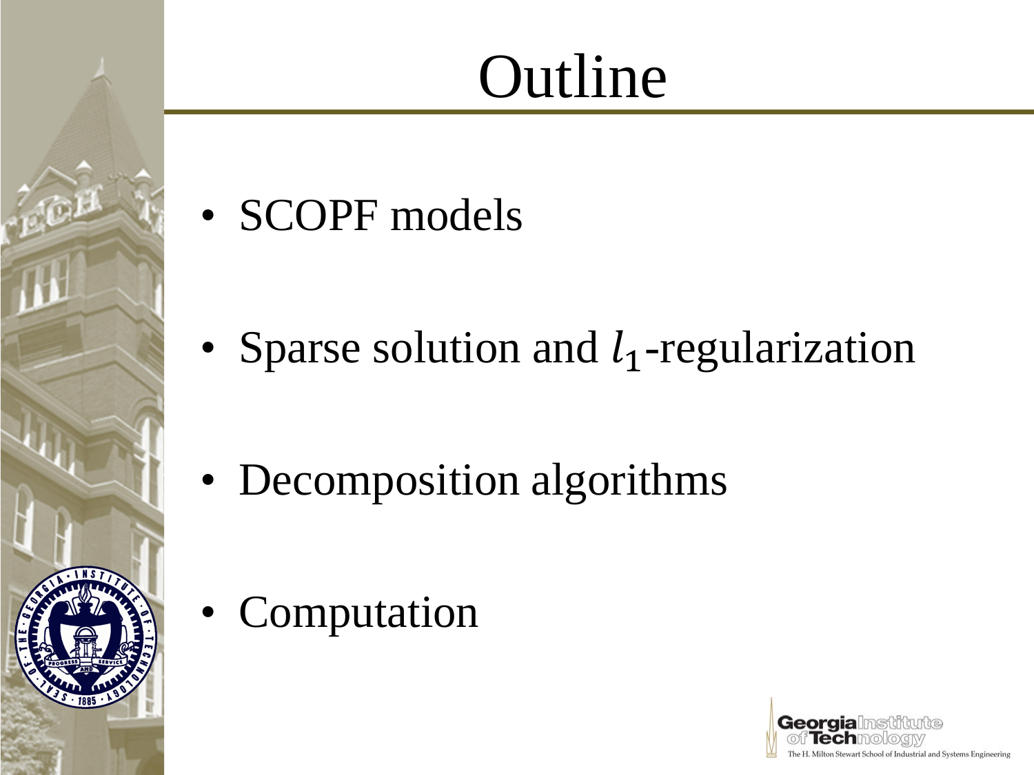# Outline

- SCOPF models
- Sparse solution and $l_1$-regularization
- Decomposition algorithms
- Computation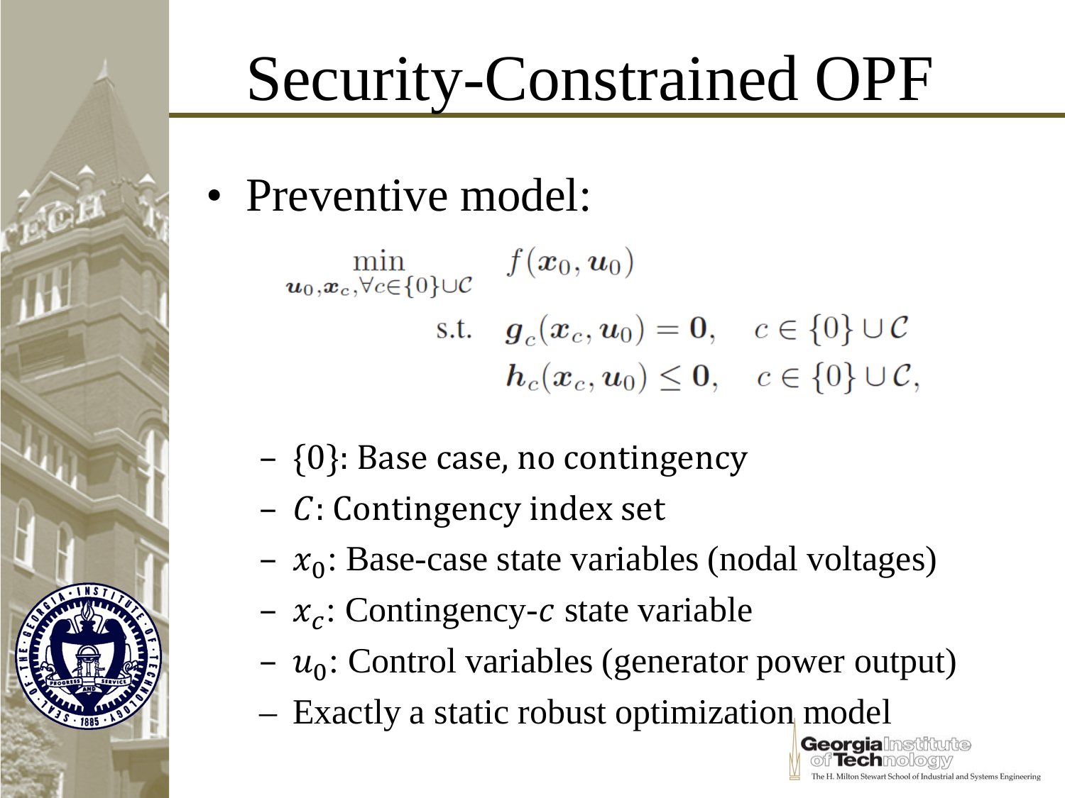# Security-Constrained OPF

- Preventive model:

$$
\begin{aligned}
\min_{\boldsymbol{u}_0, \boldsymbol{x}_c, \forall c \in \{0\} \cup \mathcal{C}} \quad & f(\boldsymbol{x}_0, \boldsymbol{u}_0) \\
\text{s.t.} \quad & \boldsymbol{g}_c(\boldsymbol{x}_c, \boldsymbol{u}_0) = \boldsymbol{0}, \quad c \in \{0\} \cup \mathcal{C} \\
& \boldsymbol{h}_c(\boldsymbol{x}_c, \boldsymbol{u}_0) \leq \boldsymbol{0}, \quad c \in \{0\} \cup \mathcal{C},
\end{aligned}
$$

  - $\{0\}$: Base case, no contingency
  - $C$: Contingency index set
  - $x_0$: Base-case state variables (nodal voltages)
  - $x_c$: Contingency-$c$ state variable
  - $u_0$: Control variables (generator power output)
  - Exactly a static robust optimization model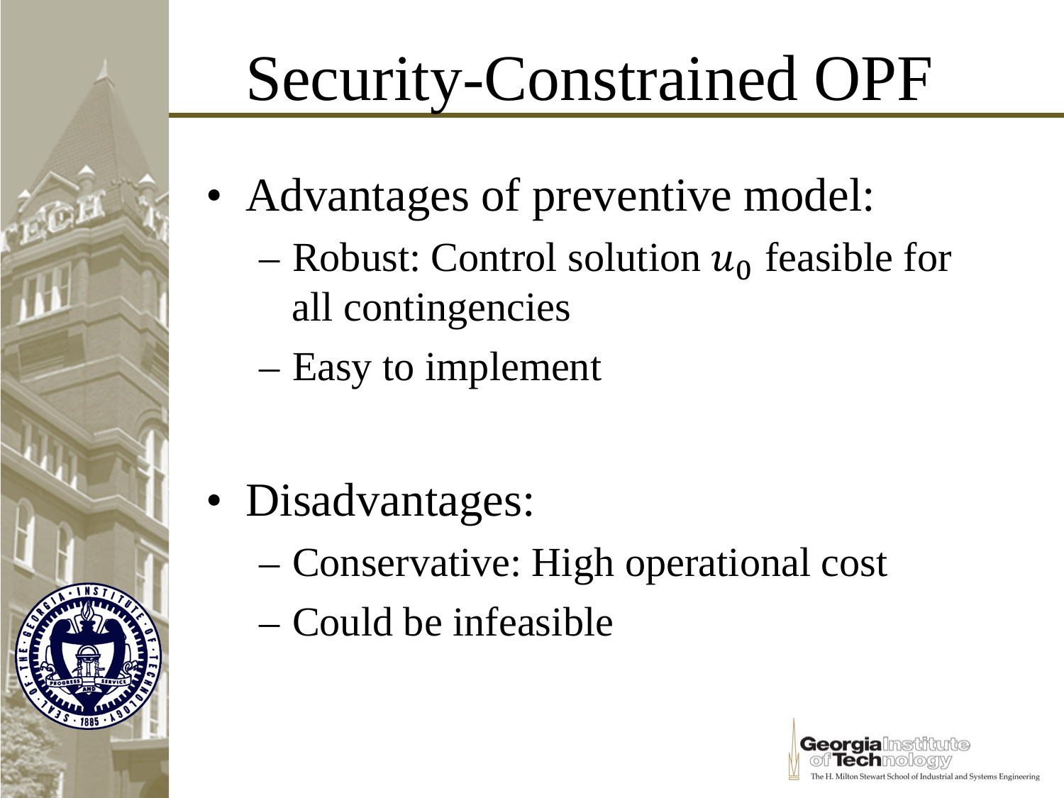# Security-Constrained OPF

- Advantages of preventive model:
  - Robust: Control solution $u_0$ feasible for all contingencies
  - Easy to implement

- Disadvantages:
  - Conservative: High operational cost
  - Could be infeasible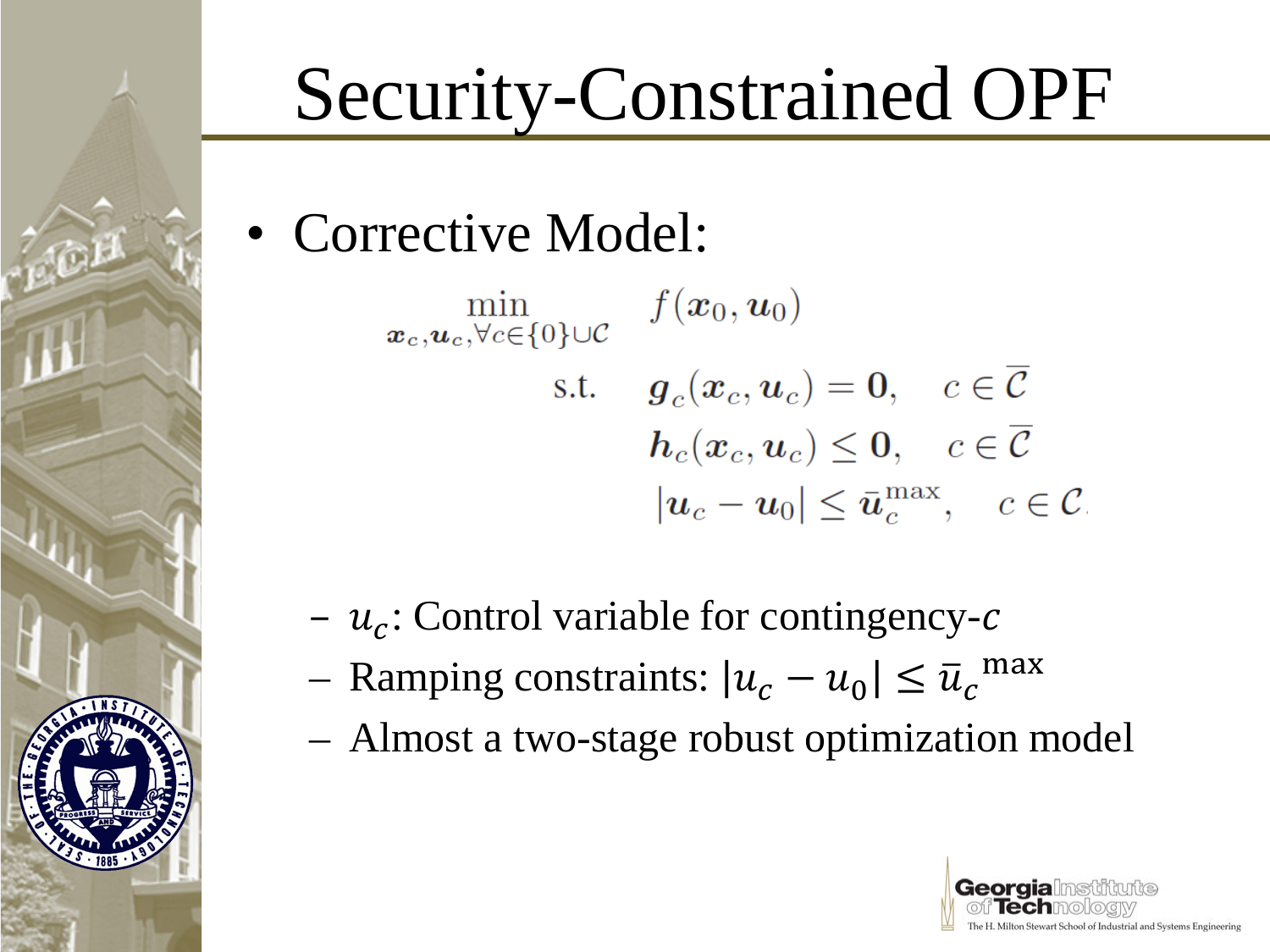# Security-Constrained OPF

- Corrective Model:

$$
\begin{aligned}
\min_{\boldsymbol{x}_c, \boldsymbol{u}_c, \forall c \in \{0\} \cup \mathcal{C}} \quad & f(\boldsymbol{x}_0, \boldsymbol{u}_0) \\
\text{s.t.} \quad & \boldsymbol{g}_c(\boldsymbol{x}_c, \boldsymbol{u}_c) = \boldsymbol{0}, \quad c \in \overline{\mathcal{C}} \\
& \boldsymbol{h}_c(\boldsymbol{x}_c, \boldsymbol{u}_c) \leq \boldsymbol{0}, \quad c \in \overline{\mathcal{C}} \\
& |\boldsymbol{u}_c - \boldsymbol{u}_0| \leq \bar{\boldsymbol{u}}_c^{\max}, \quad c \in \mathcal{C}.
\end{aligned}
$$

  - $u_c$: Control variable for contingency-$c$
  - Ramping constraints: $|u_c - u_0| \leq \bar{u}_c{}^{\max}$
  - Almost a two-stage robust optimization model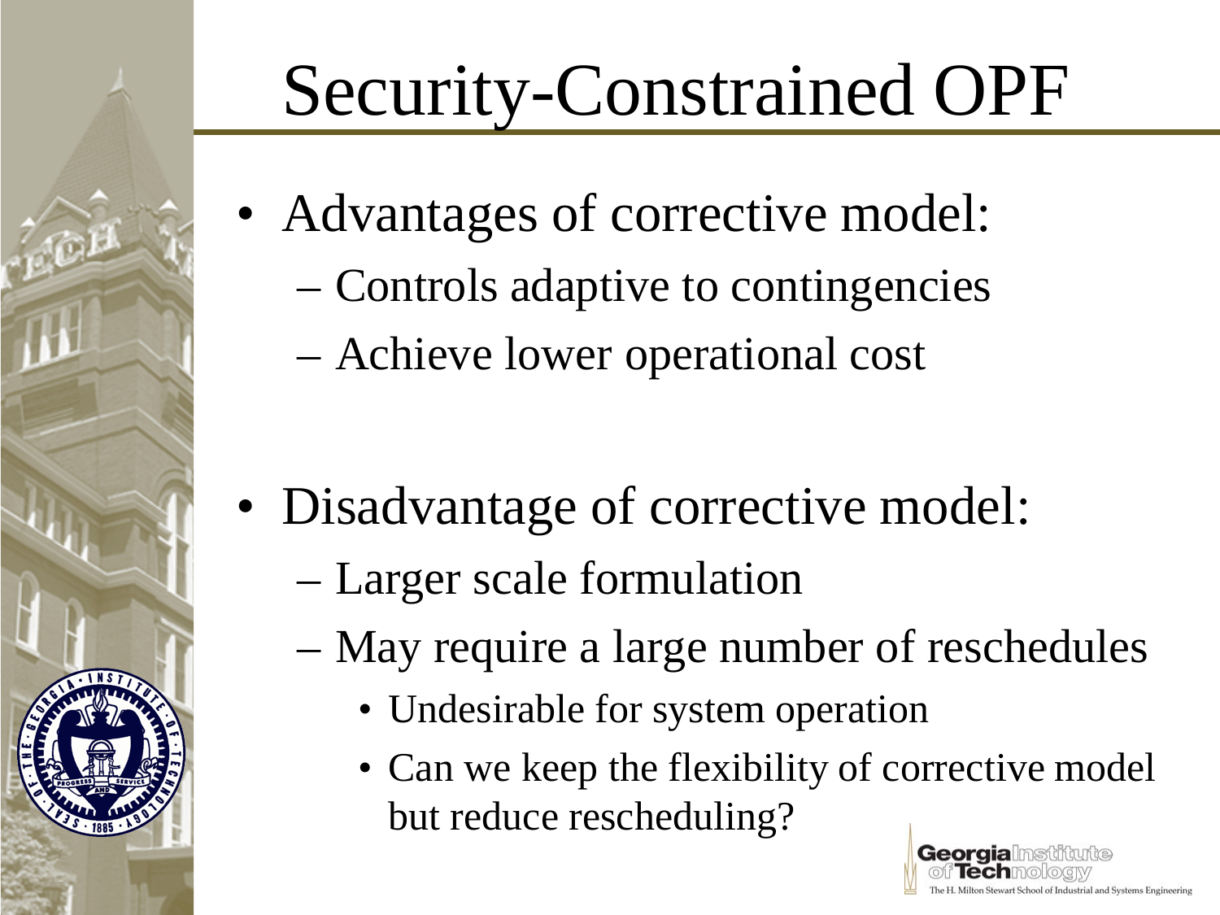# Security-Constrained OPF

- Advantages of corrective model:
  - Controls adaptive to contingencies
  - Achieve lower operational cost
- Disadvantage of corrective model:
  - Larger scale formulation
  - May require a large number of reschedules
    - Undesirable for system operation
    - Can we keep the flexibility of corrective model but reduce rescheduling?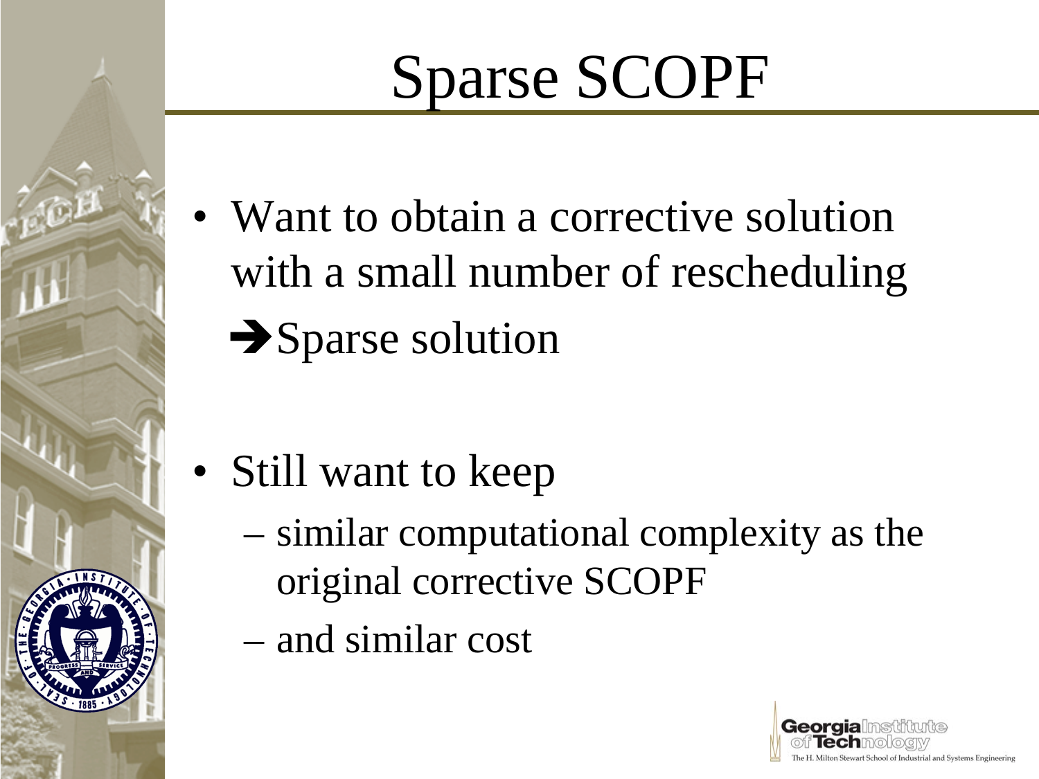# Sparse SCOPF

- Want to obtain a corrective solution with a small number of rescheduling
  ➔Sparse solution

- Still want to keep
  - similar computational complexity as the original corrective SCOPF
  - and similar cost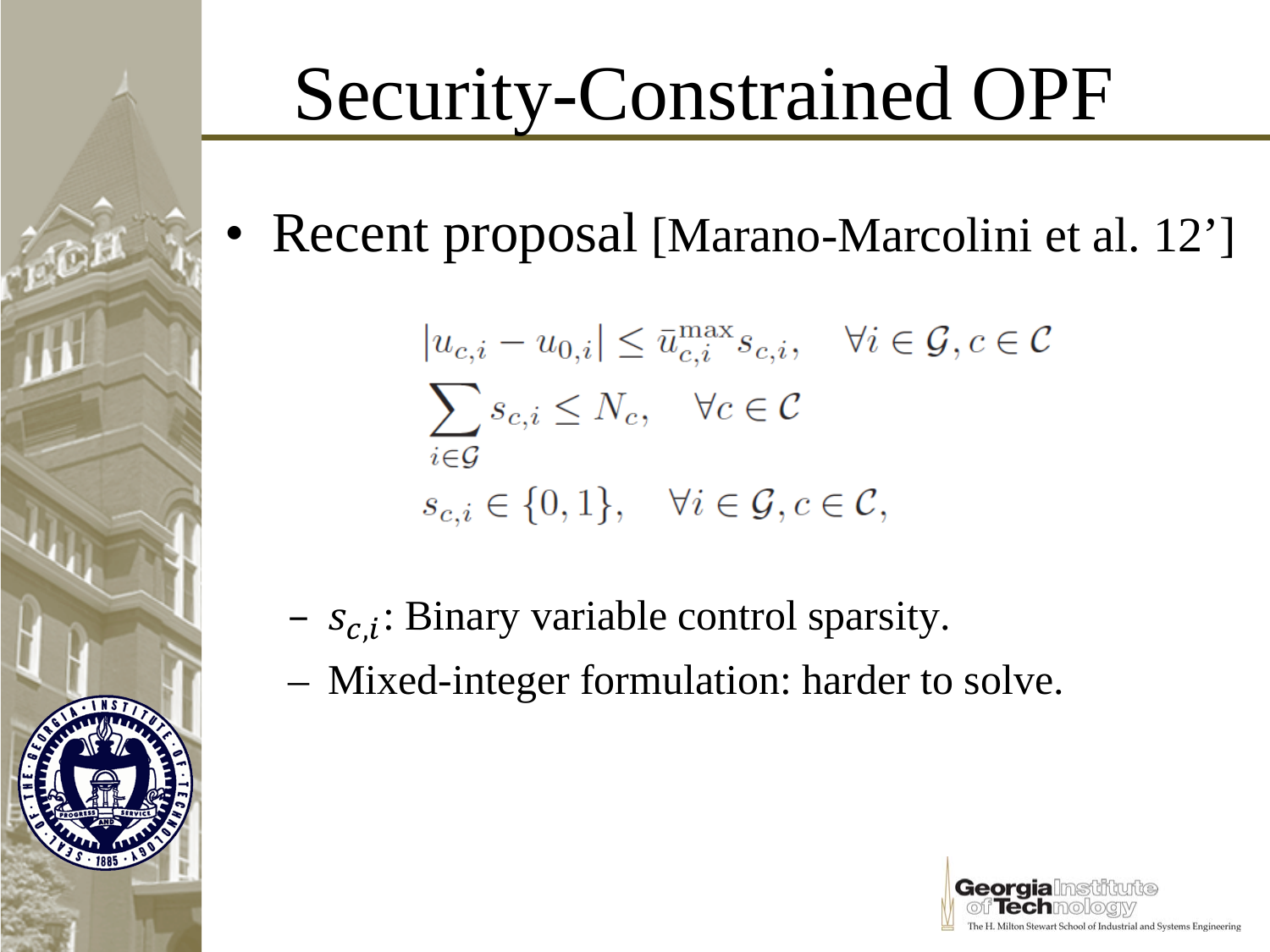# Security-Constrained OPF

- Recent proposal [Marano-Marcolini et al. 12']

$$
\begin{aligned}
&|u_{c,i} - u_{0,i}| \leq \bar{u}_{c,i}^{\max} s_{c,i}, \quad \forall i \in \mathcal{G}, c \in \mathcal{C} \\
&\sum_{i \in \mathcal{G}} s_{c,i} \leq N_c, \quad \forall c \in \mathcal{C} \\
&s_{c,i} \in \{0, 1\}, \quad \forall i \in \mathcal{G}, c \in \mathcal{C},
\end{aligned}
$$

  - $s_{c,i}$: Binary variable control sparsity.
  - Mixed-integer formulation: harder to solve.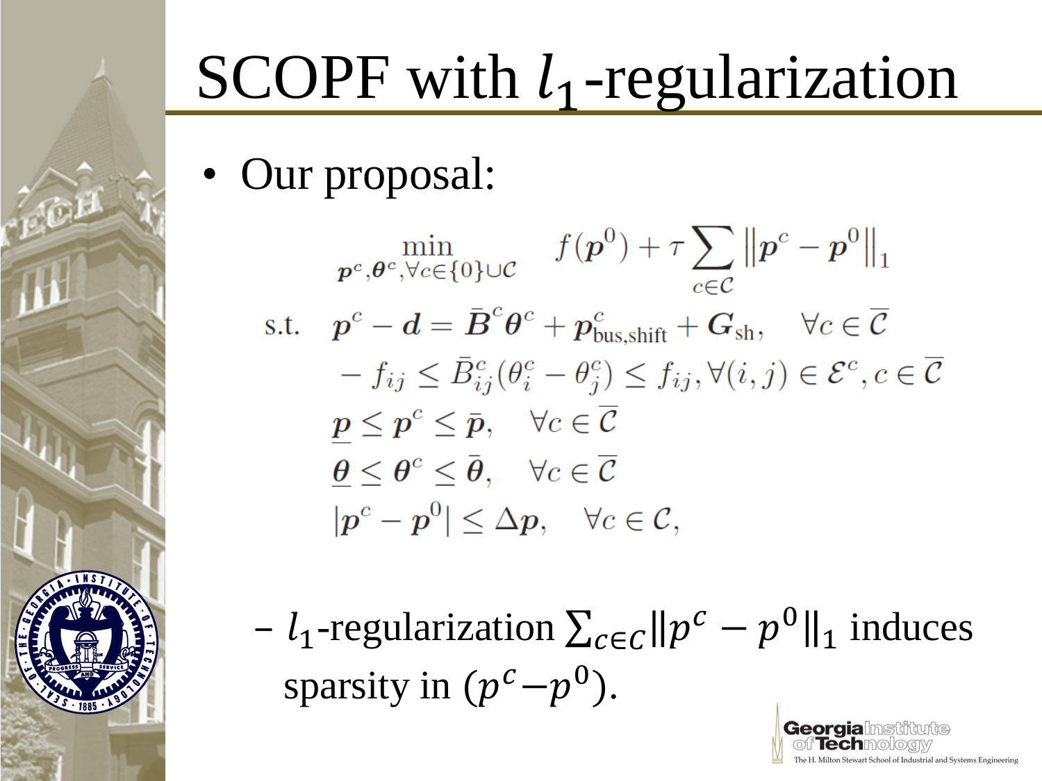# SCOPF with $l_1$-regularization

- Our proposal:

$$
\begin{aligned}
\min_{\boldsymbol{p}^c, \boldsymbol{\theta}^c, \forall c \in \{0\} \cup \mathcal{C}} \quad & f(\boldsymbol{p}^0) + \tau \sum_{c \in \mathcal{C}} \left\| \boldsymbol{p}^c - \boldsymbol{p}^0 \right\|_1 \\
\text{s.t.} \quad & \boldsymbol{p}^c - \boldsymbol{d} = \bar{\boldsymbol{B}}^c \boldsymbol{\theta}^c + \boldsymbol{p}^c_{\text{bus,shift}} + \boldsymbol{G}_{\text{sh}}, \quad \forall c \in \overline{\mathcal{C}} \\
& - f_{ij} \leq \bar{B}^c_{ij}(\theta^c_i - \theta^c_j) \leq f_{ij}, \forall (i,j) \in \mathcal{E}^c, c \in \overline{\mathcal{C}} \\
& \underline{\boldsymbol{p}} \leq \boldsymbol{p}^c \leq \bar{\boldsymbol{p}}, \quad \forall c \in \overline{\mathcal{C}} \\
& \underline{\boldsymbol{\theta}} \leq \boldsymbol{\theta}^c \leq \bar{\boldsymbol{\theta}}, \quad \forall c \in \overline{\mathcal{C}} \\
& |\boldsymbol{p}^c - \boldsymbol{p}^0| \leq \Delta \boldsymbol{p}, \quad \forall c \in \mathcal{C},
\end{aligned}
$$

  - $l_1$-regularization $\sum_{c \in C} \|p^c - p^0\|_1$ induces sparsity in $(p^c - p^0)$.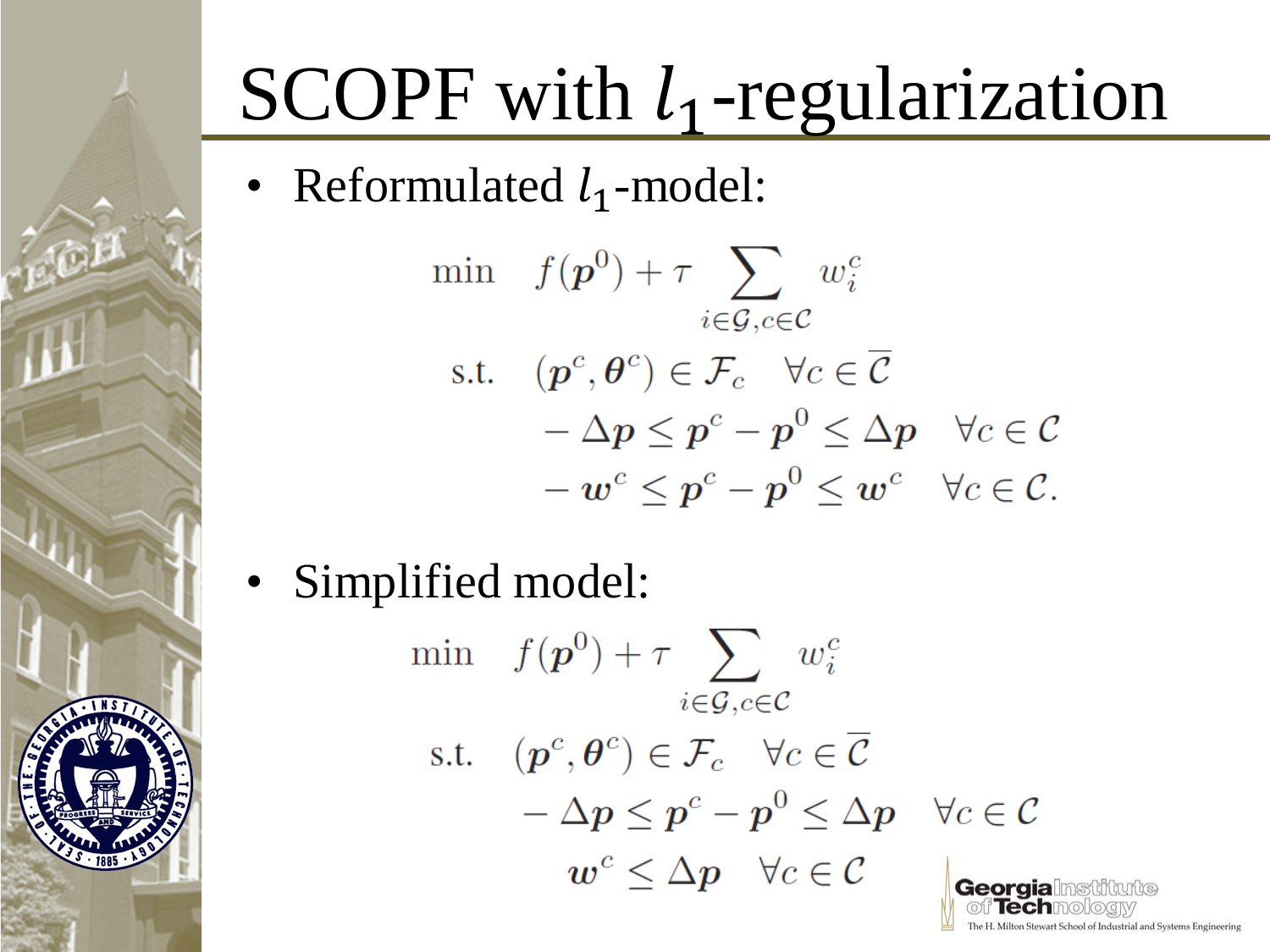# SCOPF with $l_1$-regularization

- Reformulated $l_1$-model:

$$
\begin{aligned}
\min \quad & f(\boldsymbol{p}^0) + \tau \sum_{i \in \mathcal{G}, c \in \mathcal{C}} w_i^c \\
\text{s.t.} \quad & (\boldsymbol{p}^c, \boldsymbol{\theta}^c) \in \mathcal{F}_c \quad \forall c \in \overline{\mathcal{C}} \\
& -\Delta \boldsymbol{p} \le \boldsymbol{p}^c - \boldsymbol{p}^0 \le \Delta \boldsymbol{p} \quad \forall c \in \mathcal{C} \\
& -\boldsymbol{w}^c \le \boldsymbol{p}^c - \boldsymbol{p}^0 \le \boldsymbol{w}^c \quad \forall c \in \mathcal{C}.
\end{aligned}
$$

- Simplified model:

$$
\begin{aligned}
\min \quad & f(\boldsymbol{p}^0) + \tau \sum_{i \in \mathcal{G}, c \in \mathcal{C}} w_i^c \\
\text{s.t.} \quad & (\boldsymbol{p}^c, \boldsymbol{\theta}^c) \in \mathcal{F}_c \quad \forall c \in \overline{\mathcal{C}} \\
& -\Delta \boldsymbol{p} \le \boldsymbol{p}^c - \boldsymbol{p}^0 \le \Delta \boldsymbol{p} \quad \forall c \in \mathcal{C} \\
& \boldsymbol{w}^c \le \Delta \boldsymbol{p} \quad \forall c \in \mathcal{C}
\end{aligned}
$$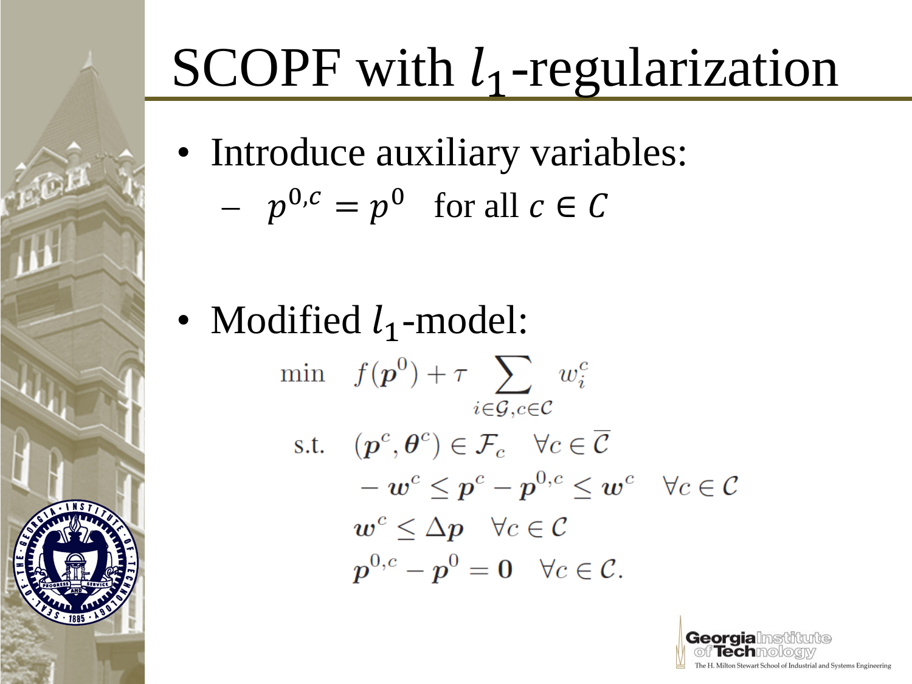# SCOPF with $l_1$-regularization

- Introduce auxiliary variables:
  - $p^{0,c} = p^0$ for all $c \in C$

- Modified $l_1$-model:

$$
\begin{aligned}
\min \quad & f(\boldsymbol{p}^0) + \tau \sum_{i \in \mathcal{G}, c \in \mathcal{C}} w_i^c \\
\text{s.t.} \quad & (\boldsymbol{p}^c, \boldsymbol{\theta}^c) \in \mathcal{F}_c \quad \forall c \in \overline{\mathcal{C}} \\
& -\boldsymbol{w}^c \leq \boldsymbol{p}^c - \boldsymbol{p}^{0,c} \leq \boldsymbol{w}^c \quad \forall c \in \mathcal{C} \\
& \boldsymbol{w}^c \leq \Delta \boldsymbol{p} \quad \forall c \in \mathcal{C} \\
& \boldsymbol{p}^{0,c} - \boldsymbol{p}^0 = \boldsymbol{0} \quad \forall c \in \mathcal{C}.
\end{aligned}
$$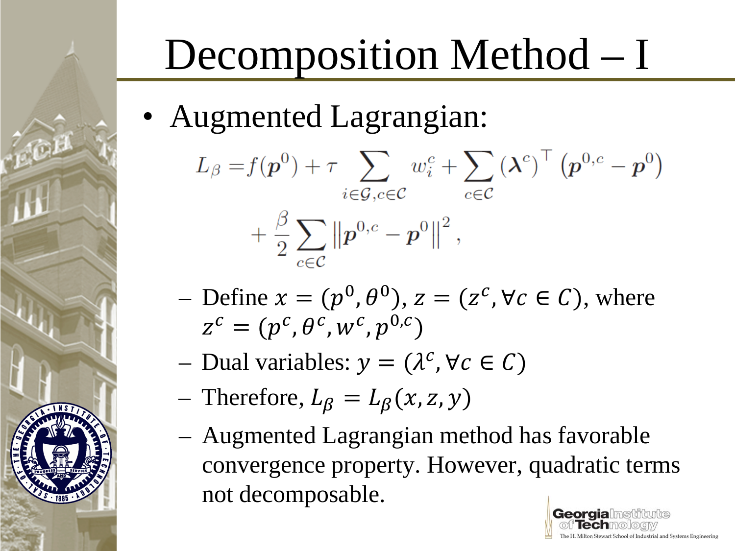# Decomposition Method – I

- Augmented Lagrangian:

$$L_\beta = f(\boldsymbol{p}^0) + \tau \sum_{i \in \mathcal{G}, c \in \mathcal{C}} w_i^c + \sum_{c \in \mathcal{C}} (\boldsymbol{\lambda}^c)^\top \left(\boldsymbol{p}^{0,c} - \boldsymbol{p}^0\right) + \frac{\beta}{2} \sum_{c \in \mathcal{C}} \left\| \boldsymbol{p}^{0,c} - \boldsymbol{p}^0 \right\|^2,$$

  - Define $x = (p^0, \theta^0)$, $z = (z^c, \forall c \in C)$, where $z^c = (p^c, \theta^c, w^c, p^{0,c})$
  - Dual variables: $y = (\lambda^c, \forall c \in C)$
  - Therefore, $L_\beta = L_\beta(x, z, y)$
  - Augmented Lagrangian method has favorable convergence property. However, quadratic terms not decomposable.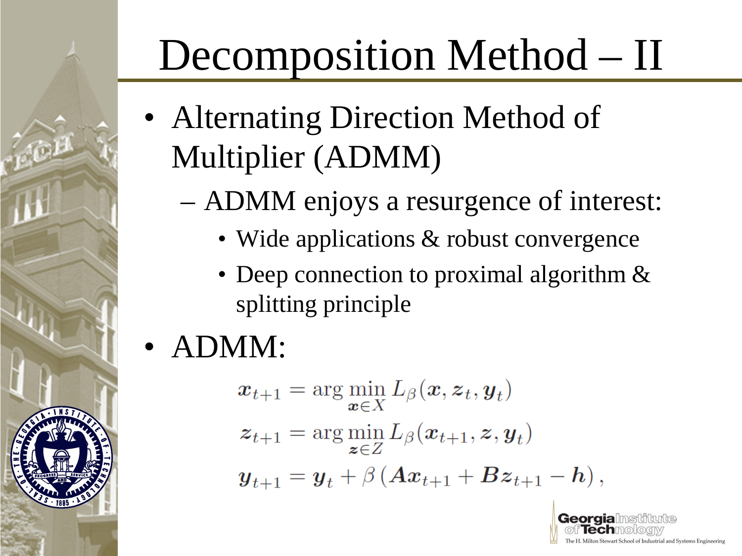# Decomposition Method – II

- Alternating Direction Method of Multiplier (ADMM)
  - ADMM enjoys a resurgence of interest:
    - Wide applications & robust convergence
    - Deep connection to proximal algorithm & splitting principle
- ADMM:

$$
\begin{aligned}
\boldsymbol{x}_{t+1} &= \arg\min_{\boldsymbol{x} \in X} L_\beta(\boldsymbol{x}, \boldsymbol{z}_t, \boldsymbol{y}_t) \\
\boldsymbol{z}_{t+1} &= \arg\min_{\boldsymbol{z} \in Z} L_\beta(\boldsymbol{x}_{t+1}, \boldsymbol{z}, \boldsymbol{y}_t) \\
\boldsymbol{y}_{t+1} &= \boldsymbol{y}_t + \beta\left(\boldsymbol{A}\boldsymbol{x}_{t+1} + \boldsymbol{B}\boldsymbol{z}_{t+1} - \boldsymbol{h}\right),
\end{aligned}
$$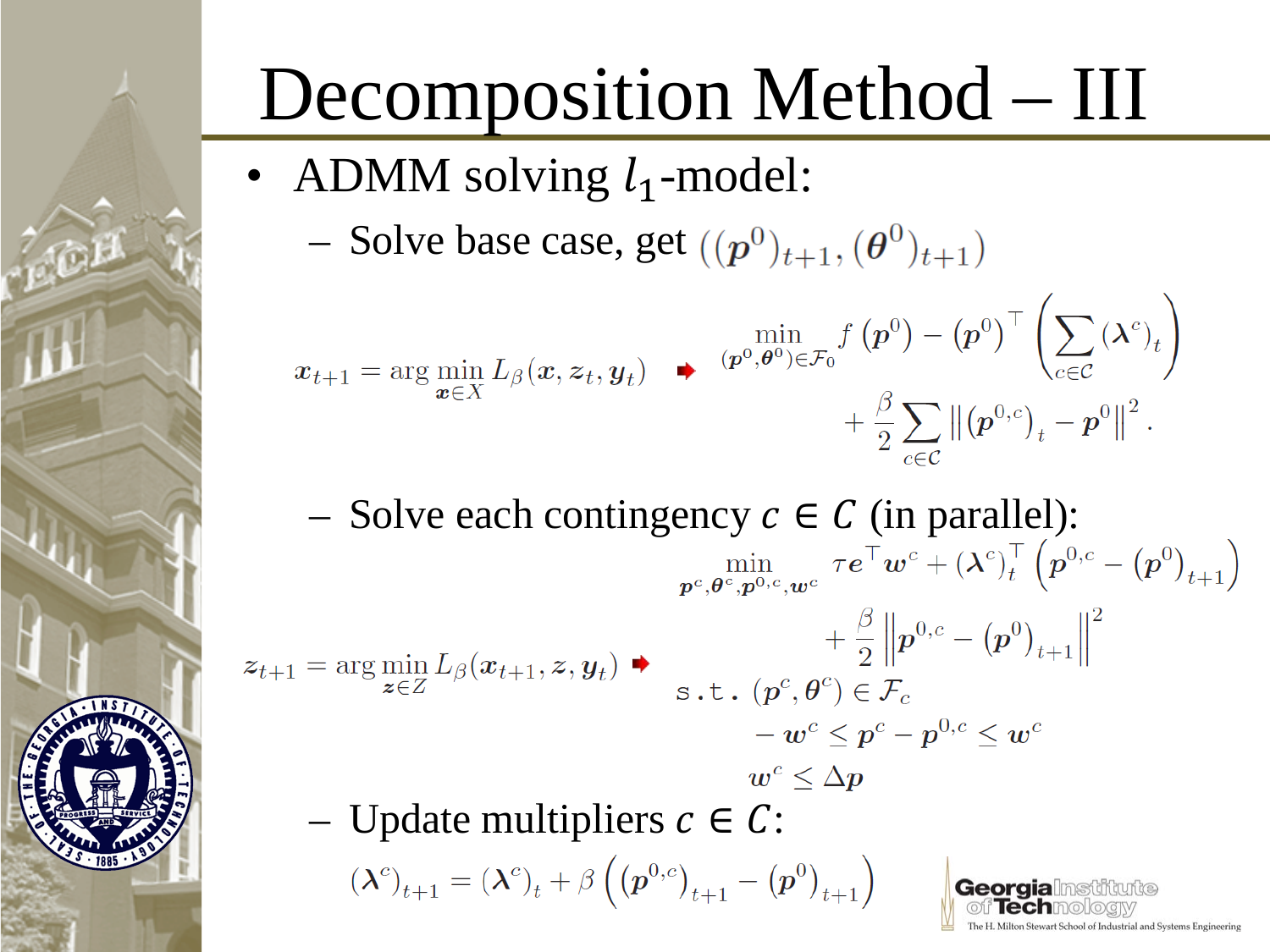# Decomposition Method – III

- ADMM solving $l_1$-model:
  - Solve base case, get $((\boldsymbol{p}^0)_{t+1}, (\boldsymbol{\theta}^0)_{t+1})$

$$\boldsymbol{x}_{t+1} = \arg\min_{\boldsymbol{x} \in X} L_\beta(\boldsymbol{x}, \boldsymbol{z}_t, \boldsymbol{y}_t) \Rightarrow \min_{(\boldsymbol{p}^0, \boldsymbol{\theta}^0) \in \mathcal{F}_0} f\left(\boldsymbol{p}^0\right) - \left(\boldsymbol{p}^0\right)^\top \left(\sum_{c \in \mathcal{C}} (\boldsymbol{\lambda}^c)_t\right) + \frac{\beta}{2} \sum_{c \in \mathcal{C}} \left\| \left(\boldsymbol{p}^{0,c}\right)_t - \boldsymbol{p}^0 \right\|^2.$$

  - Solve each contingency $c \in C$ (in parallel):

$$\boldsymbol{z}_{t+1} = \arg\min_{\boldsymbol{z} \in Z} L_\beta(\boldsymbol{x}_{t+1}, \boldsymbol{z}, \boldsymbol{y}_t) \Rightarrow \begin{aligned} \min_{\boldsymbol{p}^c, \boldsymbol{\theta}^c, \boldsymbol{p}^{0,c}, \boldsymbol{w}^c} \quad & \tau \boldsymbol{e}^\top \boldsymbol{w}^c + (\boldsymbol{\lambda}^c)_t^\top \left(\boldsymbol{p}^{0,c} - \left(\boldsymbol{p}^0\right)_{t+1}\right) + \frac{\beta}{2} \left\| \boldsymbol{p}^{0,c} - \left(\boldsymbol{p}^0\right)_{t+1} \right\|^2 \\ \text{s.t.} \quad & (\boldsymbol{p}^c, \boldsymbol{\theta}^c) \in \mathcal{F}_c \\ & -\boldsymbol{w}^c \le \boldsymbol{p}^c - \boldsymbol{p}^{0,c} \le \boldsymbol{w}^c \\ & \boldsymbol{w}^c \le \Delta \boldsymbol{p} \end{aligned}$$

  - Update multipliers $c \in C$:

$$(\boldsymbol{\lambda}^c)_{t+1} = (\boldsymbol{\lambda}^c)_t + \beta \left( \left(\boldsymbol{p}^{0,c}\right)_{t+1} - \left(\boldsymbol{p}^0\right)_{t+1} \right)$$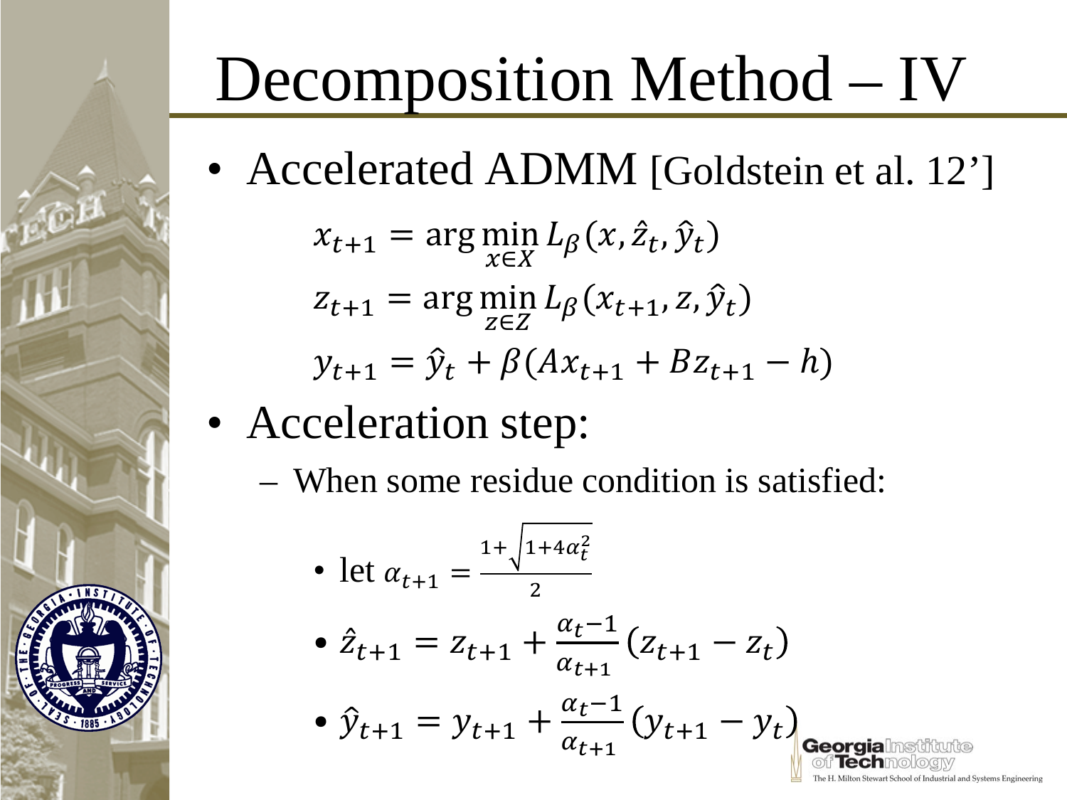# Decomposition Method – IV

- Accelerated ADMM [Goldstein et al. 12']

$$x_{t+1} = \arg\min_{x \in X} L_\beta(x, \hat{z}_t, \hat{y}_t)$$

$$z_{t+1} = \arg\min_{z \in Z} L_\beta(x_{t+1}, z, \hat{y}_t)$$

$$y_{t+1} = \hat{y}_t + \beta(Ax_{t+1} + Bz_{t+1} - h)$$

- Acceleration step:
  - When some residue condition is satisfied:
    - let $\alpha_{t+1} = \frac{1+\sqrt{1+4\alpha_t^2}}{2}$
    - $\hat{z}_{t+1} = z_{t+1} + \frac{\alpha_t - 1}{\alpha_{t+1}}(z_{t+1} - z_t)$
    - $\hat{y}_{t+1} = y_{t+1} + \frac{\alpha_t - 1}{\alpha_{t+1}}(y_{t+1} - y_t)$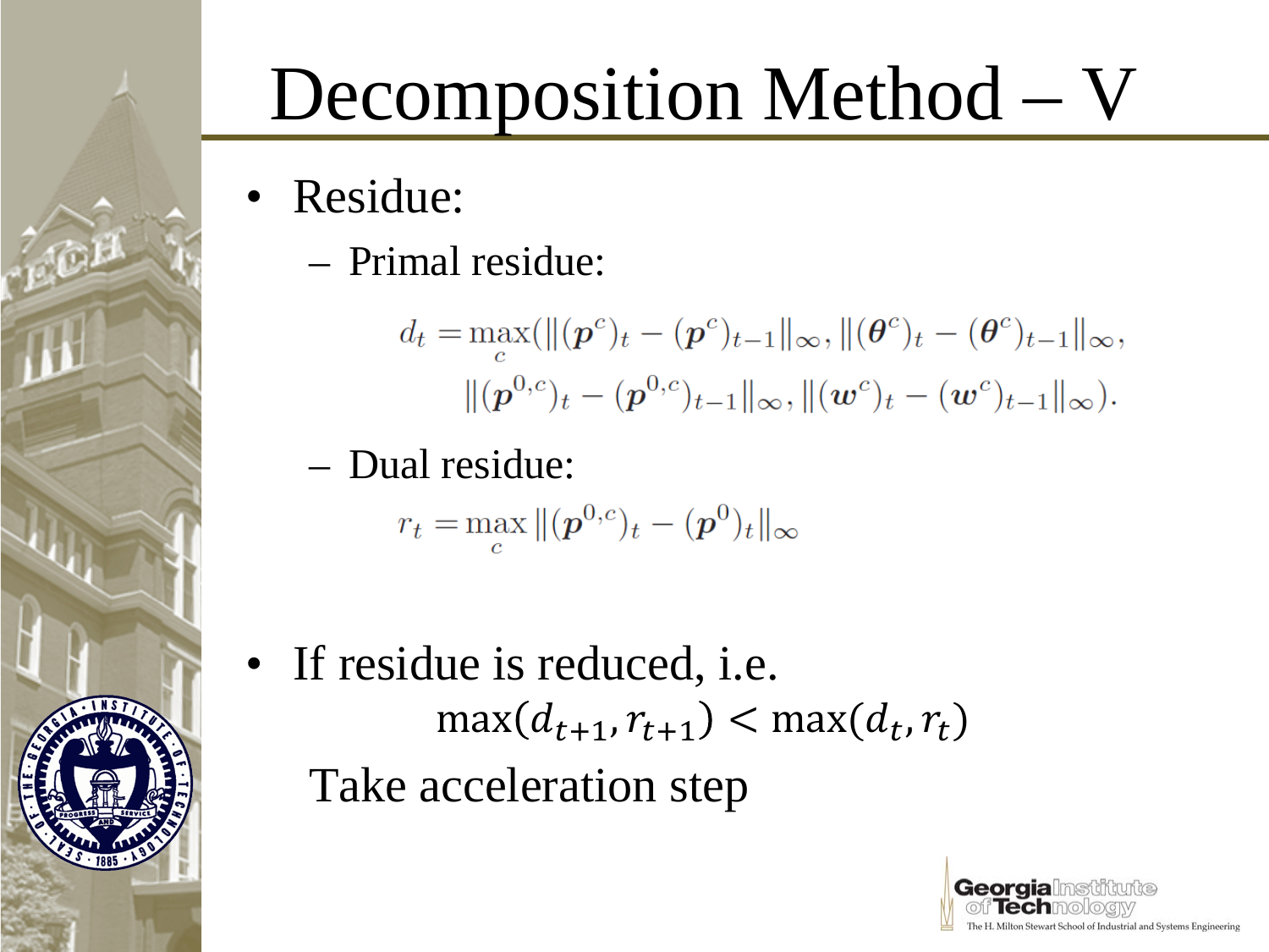# Decomposition Method – V

- Residue:
  - Primal residue:

$$d_t = \max_c (\|(\boldsymbol{p}^c)_t - (\boldsymbol{p}^c)_{t-1}\|_\infty, \|(\boldsymbol{\theta}^c)_t - (\boldsymbol{\theta}^c)_{t-1}\|_\infty, \|(\boldsymbol{p}^{0,c})_t - (\boldsymbol{p}^{0,c})_{t-1}\|_\infty, \|(\boldsymbol{w}^c)_t - (\boldsymbol{w}^c)_{t-1}\|_\infty).$$

  - Dual residue:

$$r_t = \max_c \|(\boldsymbol{p}^{0,c})_t - (\boldsymbol{p}^0)_t\|_\infty$$

- If residue is reduced, i.e.

$$\max(d_{t+1}, r_{t+1}) < \max(d_t, r_t)$$

  Take acceleration step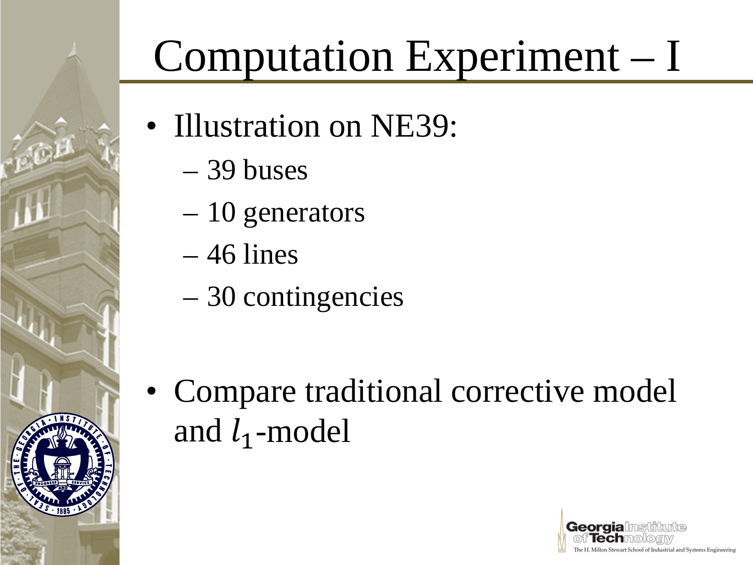# Computation Experiment – I

- Illustration on NE39:
  - 39 buses
  - 10 generators
  - 46 lines
  - 30 contingencies

- Compare traditional corrective model and $l_1$-model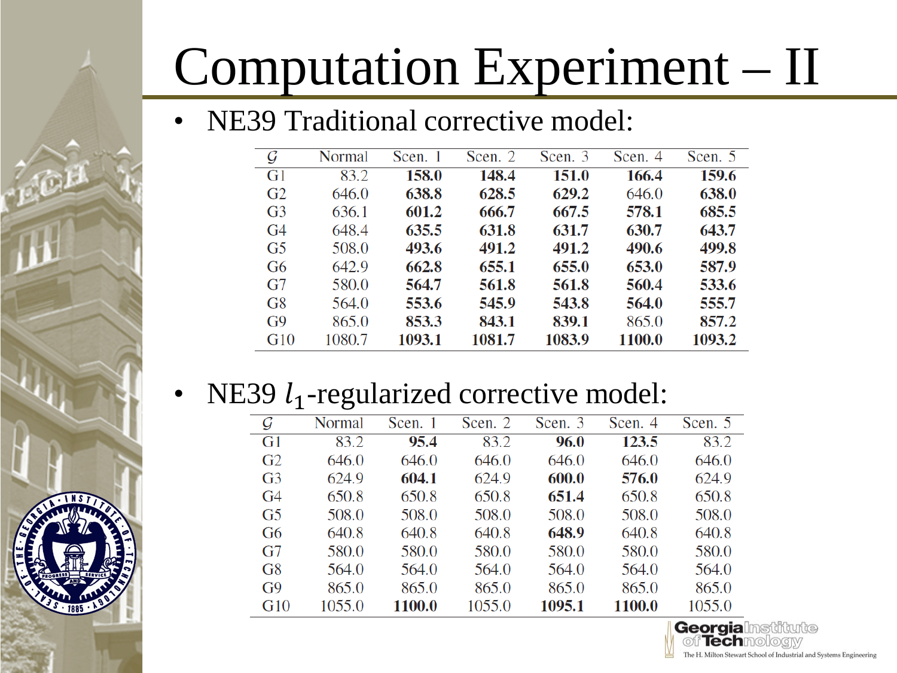# Computation Experiment – II

- NE39 Traditional corrective model:

| $\mathcal{G}$ | Normal | Scen. 1 | Scen. 2 | Scen. 3 | Scen. 4 | Scen. 5 |
|---|---|---|---|---|---|---|
| G1 | 83.2 | **158.0** | **148.4** | **151.0** | **166.4** | **159.6** |
| G2 | 646.0 | **638.8** | **628.5** | **629.2** | 646.0 | **638.0** |
| G3 | 636.1 | **601.2** | **666.7** | **667.5** | **578.1** | **685.5** |
| G4 | 648.4 | **635.5** | **631.8** | **631.7** | **630.7** | **643.7** |
| G5 | 508.0 | **493.6** | **491.2** | **491.2** | **490.6** | **499.8** |
| G6 | 642.9 | **662.8** | **655.1** | **655.0** | **653.0** | **587.9** |
| G7 | 580.0 | **564.7** | **561.8** | **561.8** | **560.4** | **533.6** |
| G8 | 564.0 | **553.6** | **545.9** | **543.8** | **564.0** | **555.7** |
| G9 | 865.0 | **853.3** | **843.1** | **839.1** | 865.0 | **857.2** |
| G10 | 1080.7 | **1093.1** | **1081.7** | **1083.9** | **1100.0** | **1093.2** |

- NE39 $l_1$-regularized corrective model:

| $\mathcal{G}$ | Normal | Scen. 1 | Scen. 2 | Scen. 3 | Scen. 4 | Scen. 5 |
|---|---|---|---|---|---|---|
| G1 | 83.2 | **95.4** | 83.2 | **96.0** | **123.5** | 83.2 |
| G2 | 646.0 | 646.0 | 646.0 | 646.0 | 646.0 | 646.0 |
| G3 | 624.9 | **604.1** | 624.9 | **600.0** | **576.0** | 624.9 |
| G4 | 650.8 | 650.8 | 650.8 | **651.4** | 650.8 | 650.8 |
| G5 | 508.0 | 508.0 | 508.0 | 508.0 | 508.0 | 508.0 |
| G6 | 640.8 | 640.8 | 640.8 | **648.9** | 640.8 | 640.8 |
| G7 | 580.0 | 580.0 | 580.0 | 580.0 | 580.0 | 580.0 |
| G8 | 564.0 | 564.0 | 564.0 | 564.0 | 564.0 | 564.0 |
| G9 | 865.0 | 865.0 | 865.0 | 865.0 | 865.0 | 865.0 |
| G10 | 1055.0 | **1100.0** | 1055.0 | **1095.1** | **1100.0** | 1055.0 |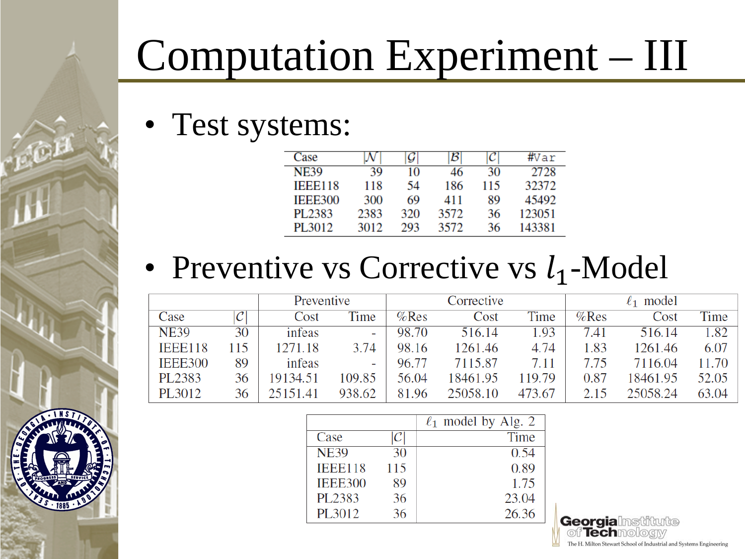# Computation Experiment – III

- Test systems:

| Case | $\|\mathcal{N}\|$ | $\|\mathcal{G}\|$ | $\|\mathcal{B}\|$ | $\|\mathcal{C}\|$ | #Var |
|---|---|---|---|---|---|
| NE39 | 39 | 10 | 46 | 30 | 2728 |
| IEEE118 | 118 | 54 | 186 | 115 | 32372 |
| IEEE300 | 300 | 69 | 411 | 89 | 45492 |
| PL2383 | 2383 | 320 | 3572 | 36 | 123051 |
| PL3012 | 3012 | 293 | 3572 | 36 | 143381 |

- Preventive vs Corrective vs $l_1$-Model

| | | Preventive | | Corrective | | | $\ell_1$ model | | |
|---|---|---|---|---|---|---|---|---|---|
| Case | $\|\mathcal{C}\|$ | Cost | Time | %Res | Cost | Time | %Res | Cost | Time |
| NE39 | 30 | infeas | - | 98.70 | 516.14 | 1.93 | 7.41 | 516.14 | 1.82 |
| IEEE118 | 115 | 1271.18 | 3.74 | 98.16 | 1261.46 | 4.74 | 1.83 | 1261.46 | 6.07 |
| IEEE300 | 89 | infeas | - | 96.77 | 7115.87 | 7.11 | 7.75 | 7116.04 | 11.70 |
| PL2383 | 36 | 19134.51 | 109.85 | 56.04 | 18461.95 | 119.79 | 0.87 | 18461.95 | 52.05 |
| PL3012 | 36 | 25151.41 | 938.62 | 81.96 | 25058.10 | 473.67 | 2.15 | 25058.24 | 63.04 |

| | | $\ell_1$ model by Alg. 2 |
|---|---|---|
| Case | $\|\mathcal{C}\|$ | Time |
| NE39 | 30 | 0.54 |
| IEEE118 | 115 | 0.89 |
| IEEE300 | 89 | 1.75 |
| PL2383 | 36 | 23.04 |
| PL3012 | 36 | 26.36 |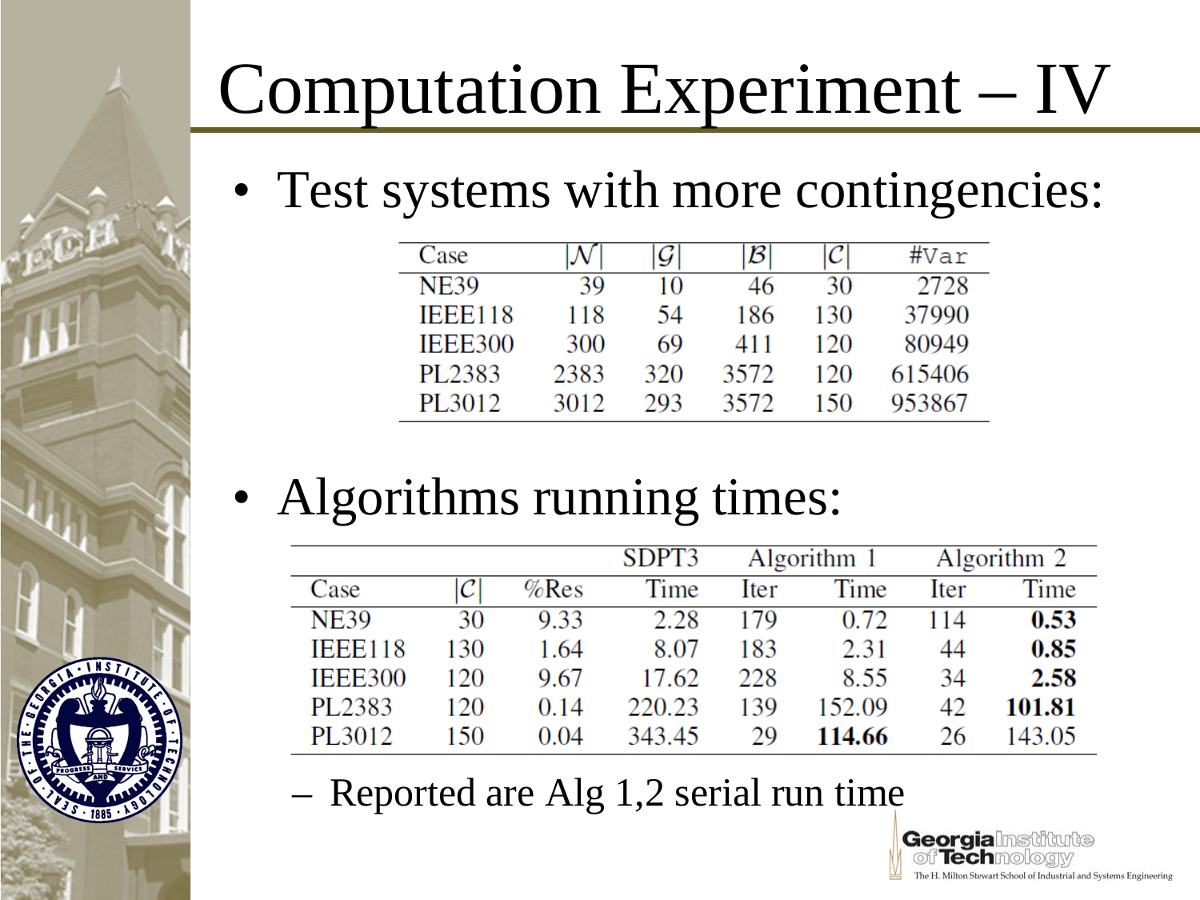# Computation Experiment – IV

- Test systems with more contingencies:

| Case | $\|\mathcal{N}\|$ | $\|\mathcal{G}\|$ | $\|\mathcal{B}\|$ | $\|\mathcal{C}\|$ | #Var |
|---|---|---|---|---|---|
| NE39 | 39 | 10 | 46 | 30 | 2728 |
| IEEE118 | 118 | 54 | 186 | 130 | 37990 |
| IEEE300 | 300 | 69 | 411 | 120 | 80949 |
| PL2383 | 2383 | 320 | 3572 | 120 | 615406 |
| PL3012 | 3012 | 293 | 3572 | 150 | 953867 |

- Algorithms running times:

| | | | SDPT3 | Algorithm 1 | | Algorithm 2 | |
|---|---|---|---|---|---|---|---|
| Case | $\|\mathcal{C}\|$ | %Res | Time | Iter | Time | Iter | Time |
| NE39 | 30 | 9.33 | 2.28 | 179 | 0.72 | 114 | **0.53** |
| IEEE118 | 130 | 1.64 | 8.07 | 183 | 2.31 | 44 | **0.85** |
| IEEE300 | 120 | 9.67 | 17.62 | 228 | 8.55 | 34 | **2.58** |
| PL2383 | 120 | 0.14 | 220.23 | 139 | 152.09 | 42 | **101.81** |
| PL3012 | 150 | 0.04 | 343.45 | 29 | **114.66** | 26 | 143.05 |

  – Reported are Alg 1,2 serial run time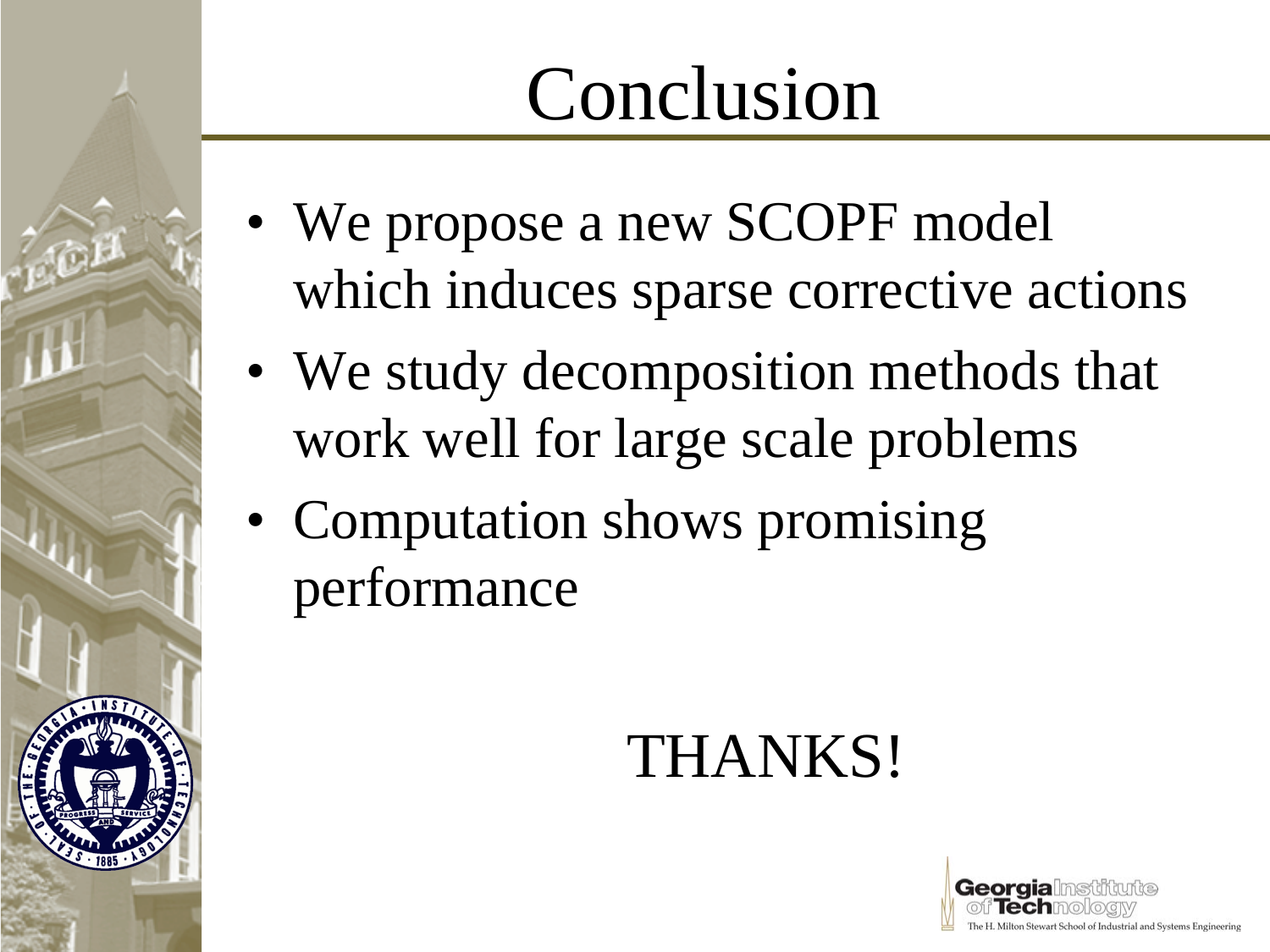# Conclusion

- We propose a new SCOPF model which induces sparse corrective actions
- We study decomposition methods that work well for large scale problems
- Computation shows promising performance

THANKS!